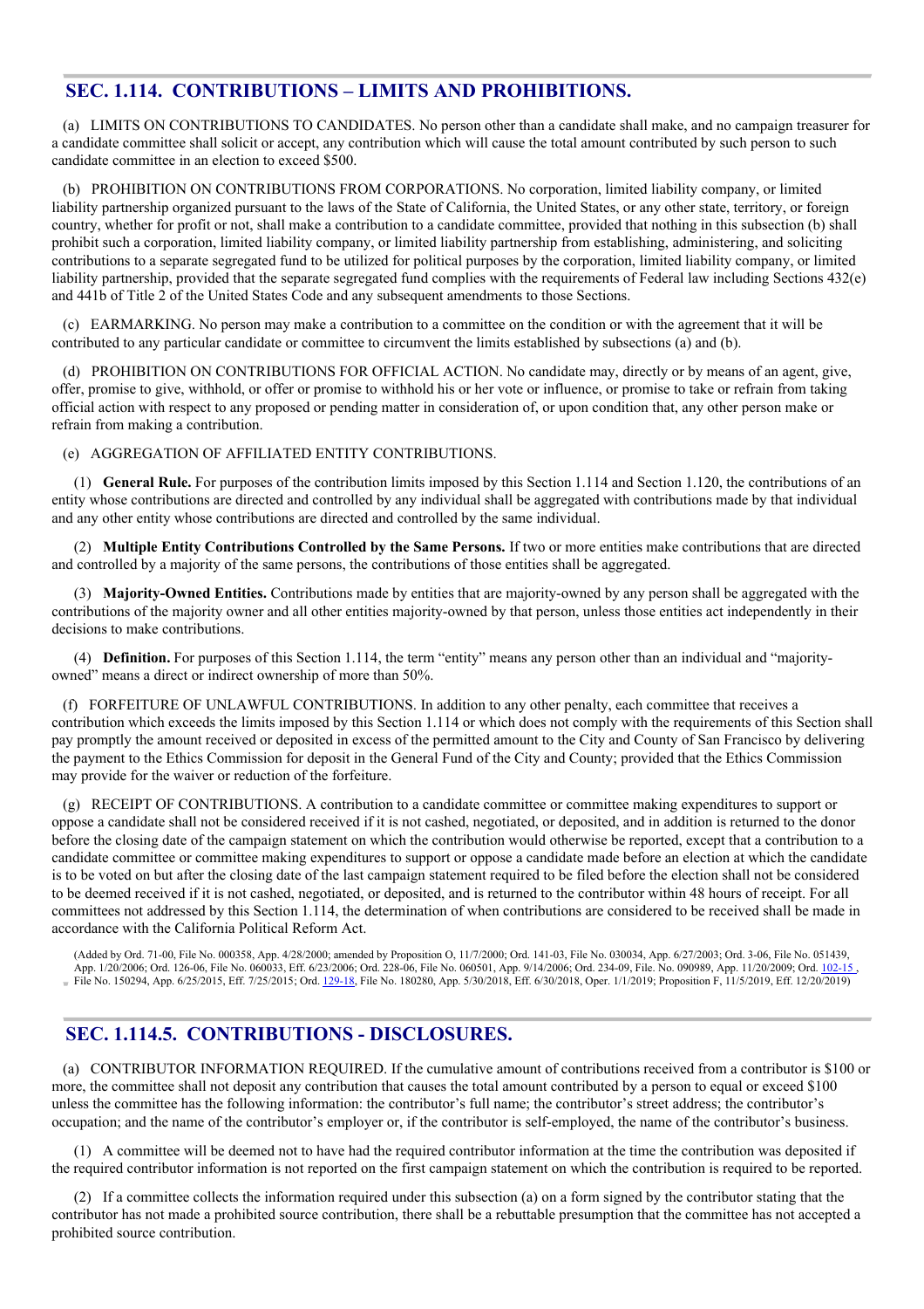## SEC. 1.114. CONTRIBUTIONS – LIMITS AND PROHIBITIONS.

(a) LIMITS ON CONTRIBUTIONS TO CANDIDATES. No person other than a candidate shall make, and no campaign treasurer for a candidate committee shall solicit or accept, any contribution which will cause the total amount contributed by such person to such candidate committee in an election to exceed $500.

(b) PROHIBITION ON CONTRIBUTIONS FROM CORPORATIONS. No corporation, limited liability company, or limited liability partnership organized pursuant to the laws of the State of California, the United States, or any other state, territory, or foreign country, whether for profit or not, shall make a contribution to a candidate committee, provided that nothing in this subsection (b) shall prohibit such a corporation, limited liability company, or limited liability partnership from establishing, administering, and soliciting contributions to a separate segregated fund to be utilized for political purposes by the corporation, limited liability company, or limited liability partnership, provided that the separate segregated fund complies with the requirements of Federal law including Sections 432(e) and 441b of Title 2 of the United States Code and any subsequent amendments to those Sections.

(c) EARMARKING. No person may make a contribution to a committee on the condition or with the agreement that it will be contributed to any particular candidate or committee to circumvent the limits established by subsections (a) and (b).

(d) PROHIBITION ON CONTRIBUTIONS FOR OFFICIAL ACTION. No candidate may, directly or by means of an agent, give, offer, promise to give, withhold, or offer or promise to withhold his or her vote or influence, or promise to take or refrain from taking official action with respect to any proposed or pending matter in consideration of, or upon condition that, any other person make or refrain from making a contribution.

(e) AGGREGATION OF AFFILIATED ENTITY CONTRIBUTIONS.

(1) **General Rule.** For purposes of the contribution limits imposed by this Section 1.114 and Section 1.120, the contributions of an entity whose contributions are directed and controlled by any individual shall be aggregated with contributions made by that individual and any other entity whose contributions are directed and controlled by the same individual.

(2) **Multiple Entity Contributions Controlled by the Same Persons.** If two or more entities make contributions that are directed and controlled by a majority of the same persons, the contributions of those entities shall be aggregated.

(3) **Majority-Owned Entities.** Contributions made by entities that are majority-owned by any person shall be aggregated with the contributions of the majority owner and all other entities majority-owned by that person, unless those entities act independently in their decisions to make contributions.

(4) **Definition.** For purposes of this Section 1.114, the term "entity" means any person other than an individual and "majority-owned" means a direct or indirect ownership of more than 50%.

(f) FORFEITURE OF UNLAWFUL CONTRIBUTIONS. In addition to any other penalty, each committee that receives a contribution which exceeds the limits imposed by this Section 1.114 or which does not comply with the requirements of this Section shall pay promptly the amount received or deposited in excess of the permitted amount to the City and County of San Francisco by delivering the payment to the Ethics Commission for deposit in the General Fund of the City and County; provided that the Ethics Commission may provide for the waiver or reduction of the forfeiture.

(g) RECEIPT OF CONTRIBUTIONS. A contribution to a candidate committee or committee making expenditures to support or oppose a candidate shall not be considered received if it is not cashed, negotiated, or deposited, and in addition is returned to the donor before the closing date of the campaign statement on which the contribution would otherwise be reported, except that a contribution to a candidate committee or committee making expenditures to support or oppose a candidate made before an election at which the candidate is to be voted on but after the closing date of the last campaign statement required to be filed before the election shall not be considered to be deemed received if it is not cashed, negotiated, or deposited, and is returned to the contributor within 48 hours of receipt. For all committees not addressed by this Section 1.114, the determination of when contributions are considered to be received shall be made in accordance with the California Political Reform Act.

(Added by Ord. 71-00, File No. 000358, App. 4/28/2000; amended by Proposition O, 11/7/2000; Ord. 141-03, File No. 030034, App. 6/27/2003; Ord. 3-06, File No. 051439, App. 1/20/2006; Ord. 126-06, File No. 060033, Eff. 6/23/2006; Ord. 228-06, File No. 060501, App. 9/14/2006; Ord. 234-09, File. No. 090989, App. 11/20/2009; Ord. 102-15, File No. 150294, App. 6/25/2015, Eff. 7/25/2015; Ord. 129-18, File No. 180280, App. 5/30/2018, Eff. 6/30/2018, Oper. 1/1/2019; Proposition F, 11/5/2019, Eff. 12/20/2019)

## SEC. 1.114.5. CONTRIBUTIONS - DISCLOSURES.

(a) CONTRIBUTOR INFORMATION REQUIRED. If the cumulative amount of contributions received from a contributor is $100 or more, the committee shall not deposit any contribution that causes the total amount contributed by a person to equal or exceed $100 unless the committee has the following information: the contributor's full name; the contributor's street address; the contributor's occupation; and the name of the contributor's employer or, if the contributor is self-employed, the name of the contributor's business.

(1) A committee will be deemed not to have had the required contributor information at the time the contribution was deposited if the required contributor information is not reported on the first campaign statement on which the contribution is required to be reported.

(2) If a committee collects the information required under this subsection (a) on a form signed by the contributor stating that the contributor has not made a prohibited source contribution, there shall be a rebuttable presumption that the committee has not accepted a prohibited source contribution.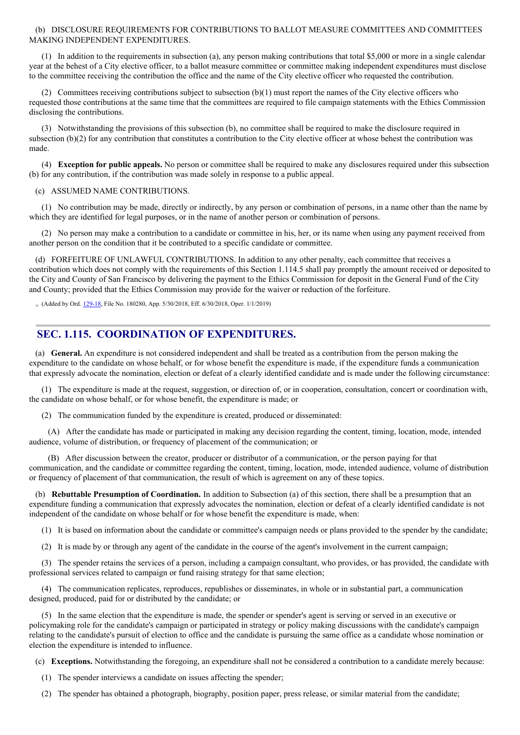(b) DISCLOSURE REQUIREMENTS FOR CONTRIBUTIONS TO BALLOT MEASURE COMMITTEES AND COMMITTEES MAKING INDEPENDENT EXPENDITURES.

(1) In addition to the requirements in subsection (a), any person making contributions that total $5,000 or more in a single calendar year at the behest of a City elective officer, to a ballot measure committee or committee making independent expenditures must disclose to the committee receiving the contribution the office and the name of the City elective officer who requested the contribution.

(2) Committees receiving contributions subject to subsection (b)(1) must report the names of the City elective officers who requested those contributions at the same time that the committees are required to file campaign statements with the Ethics Commission disclosing the contributions.

(3) Notwithstanding the provisions of this subsection (b), no committee shall be required to make the disclosure required in subsection (b)(2) for any contribution that constitutes a contribution to the City elective officer at whose behest the contribution was made.

(4) **Exception for public appeals.** No person or committee shall be required to make any disclosures required under this subsection (b) for any contribution, if the contribution was made solely in response to a public appeal.

(c) ASSUMED NAME CONTRIBUTIONS.

(1) No contribution may be made, directly or indirectly, by any person or combination of persons, in a name other than the name by which they are identified for legal purposes, or in the name of another person or combination of persons.

(2) No person may make a contribution to a candidate or committee in his, her, or its name when using any payment received from another person on the condition that it be contributed to a specific candidate or committee.

(d) FORFEITURE OF UNLAWFUL CONTRIBUTIONS. In addition to any other penalty, each committee that receives a contribution which does not comply with the requirements of this Section 1.114.5 shall pay promptly the amount received or deposited to the City and County of San Francisco by delivering the payment to the Ethics Commission for deposit in the General Fund of the City and County; provided that the Ethics Commission may provide for the waiver or reduction of the forfeiture.

(Added by Ord. 129-18, File No. 180280, App. 5/30/2018, Eff. 6/30/2018, Oper. 1/1/2019)

## SEC. 1.115. COORDINATION OF EXPENDITURES.

(a) **General.** An expenditure is not considered independent and shall be treated as a contribution from the person making the expenditure to the candidate on whose behalf, or for whose benefit the expenditure is made, if the expenditure funds a communication that expressly advocate the nomination, election or defeat of a clearly identified candidate and is made under the following circumstance:

(1) The expenditure is made at the request, suggestion, or direction of, or in cooperation, consultation, concert or coordination with, the candidate on whose behalf, or for whose benefit, the expenditure is made; or

(2) The communication funded by the expenditure is created, produced or disseminated:

(A) After the candidate has made or participated in making any decision regarding the content, timing, location, mode, intended audience, volume of distribution, or frequency of placement of the communication; or

(B) After discussion between the creator, producer or distributor of a communication, or the person paying for that communication, and the candidate or committee regarding the content, timing, location, mode, intended audience, volume of distribution or frequency of placement of that communication, the result of which is agreement on any of these topics.

(b) **Rebuttable Presumption of Coordination.** In addition to Subsection (a) of this section, there shall be a presumption that an expenditure funding a communication that expressly advocates the nomination, election or defeat of a clearly identified candidate is not independent of the candidate on whose behalf or for whose benefit the expenditure is made, when:

(1) It is based on information about the candidate or committee's campaign needs or plans provided to the spender by the candidate;

(2) It is made by or through any agent of the candidate in the course of the agent's involvement in the current campaign;

(3) The spender retains the services of a person, including a campaign consultant, who provides, or has provided, the candidate with professional services related to campaign or fund raising strategy for that same election;

(4) The communication replicates, reproduces, republishes or disseminates, in whole or in substantial part, a communication designed, produced, paid for or distributed by the candidate; or

(5) In the same election that the expenditure is made, the spender or spender's agent is serving or served in an executive or policymaking role for the candidate's campaign or participated in strategy or policy making discussions with the candidate's campaign relating to the candidate's pursuit of election to office and the candidate is pursuing the same office as a candidate whose nomination or election the expenditure is intended to influence.

(c) **Exceptions.** Notwithstanding the foregoing, an expenditure shall not be considered a contribution to a candidate merely because:

(1) The spender interviews a candidate on issues affecting the spender;

(2) The spender has obtained a photograph, biography, position paper, press release, or similar material from the candidate;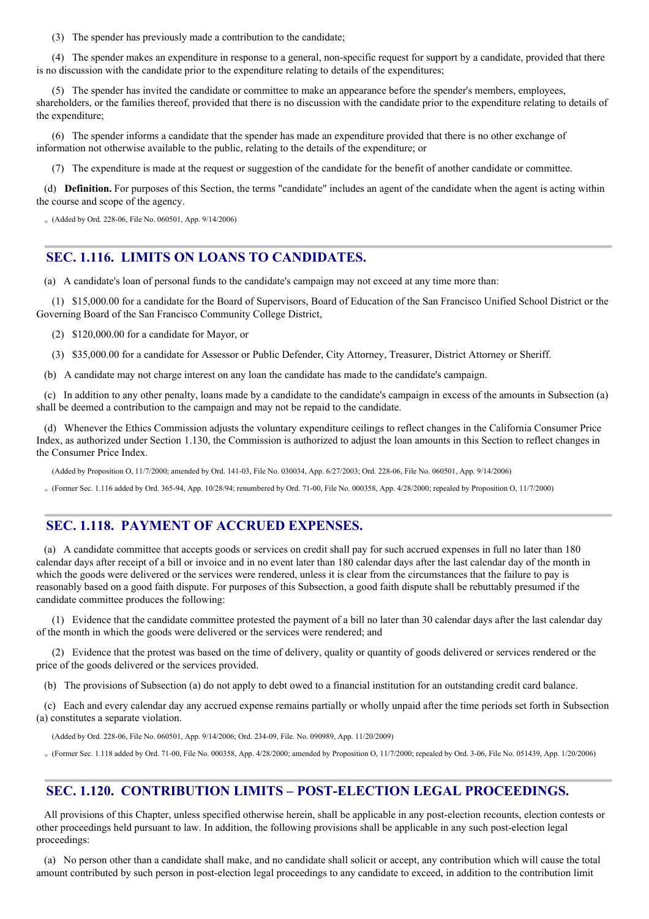(3) The spender has previously made a contribution to the candidate;

(4) The spender makes an expenditure in response to a general, non-specific request for support by a candidate, provided that there is no discussion with the candidate prior to the expenditure relating to details of the expenditures;

(5) The spender has invited the candidate or committee to make an appearance before the spender's members, employees, shareholders, or the families thereof, provided that there is no discussion with the candidate prior to the expenditure relating to details of the expenditure;

(6) The spender informs a candidate that the spender has made an expenditure provided that there is no other exchange of information not otherwise available to the public, relating to the details of the expenditure; or

(7) The expenditure is made at the request or suggestion of the candidate for the benefit of another candidate or committee.

(d) **Definition.** For purposes of this Section, the terms "candidate" includes an agent of the candidate when the agent is acting within the course and scope of the agency.

(Added by Ord. 228-06, File No. 060501, App. 9/14/2006)

## SEC. 1.116. LIMITS ON LOANS TO CANDIDATES.

(a) A candidate's loan of personal funds to the candidate's campaign may not exceed at any time more than:

(1) $15,000.00 for a candidate for the Board of Supervisors, Board of Education of the San Francisco Unified School District or the Governing Board of the San Francisco Community College District,

(2) $120,000.00 for a candidate for Mayor, or

(3) $35,000.00 for a candidate for Assessor or Public Defender, City Attorney, Treasurer, District Attorney or Sheriff.

(b) A candidate may not charge interest on any loan the candidate has made to the candidate's campaign.

(c) In addition to any other penalty, loans made by a candidate to the candidate's campaign in excess of the amounts in Subsection (a) shall be deemed a contribution to the campaign and may not be repaid to the candidate.

(d) Whenever the Ethics Commission adjusts the voluntary expenditure ceilings to reflect changes in the California Consumer Price Index, as authorized under Section 1.130, the Commission is authorized to adjust the loan amounts in this Section to reflect changes in the Consumer Price Index.

(Added by Proposition O, 11/7/2000; amended by Ord. 141-03, File No. 030034, App. 6/27/2003; Ord. 228-06, File No. 060501, App. 9/14/2006)

(Former Sec. 1.116 added by Ord. 365-94, App. 10/28/94; renumbered by Ord. 71-00, File No. 000358, App. 4/28/2000; repealed by Proposition O, 11/7/2000)

## SEC. 1.118. PAYMENT OF ACCRUED EXPENSES.

(a) A candidate committee that accepts goods or services on credit shall pay for such accrued expenses in full no later than 180 calendar days after receipt of a bill or invoice and in no event later than 180 calendar days after the last calendar day of the month in which the goods were delivered or the services were rendered, unless it is clear from the circumstances that the failure to pay is reasonably based on a good faith dispute. For purposes of this Subsection, a good faith dispute shall be rebuttably presumed if the candidate committee produces the following:

(1) Evidence that the candidate committee protested the payment of a bill no later than 30 calendar days after the last calendar day of the month in which the goods were delivered or the services were rendered; and

(2) Evidence that the protest was based on the time of delivery, quality or quantity of goods delivered or services rendered or the price of the goods delivered or the services provided.

(b) The provisions of Subsection (a) do not apply to debt owed to a financial institution for an outstanding credit card balance.

(c) Each and every calendar day any accrued expense remains partially or wholly unpaid after the time periods set forth in Subsection (a) constitutes a separate violation.

(Added by Ord. 228-06, File No. 060501, App. 9/14/2006; Ord. 234-09, File. No. 090989, App. 11/20/2009)

(Former Sec. 1.118 added by Ord. 71-00, File No. 000358, App. 4/28/2000; amended by Proposition O, 11/7/2000; repealed by Ord. 3-06, File No. 051439, App. 1/20/2006)

## SEC. 1.120. CONTRIBUTION LIMITS – POST-ELECTION LEGAL PROCEEDINGS.

All provisions of this Chapter, unless specified otherwise herein, shall be applicable in any post-election recounts, election contests or other proceedings held pursuant to law. In addition, the following provisions shall be applicable in any such post-election legal proceedings:

(a) No person other than a candidate shall make, and no candidate shall solicit or accept, any contribution which will cause the total amount contributed by such person in post-election legal proceedings to any candidate to exceed, in addition to the contribution limit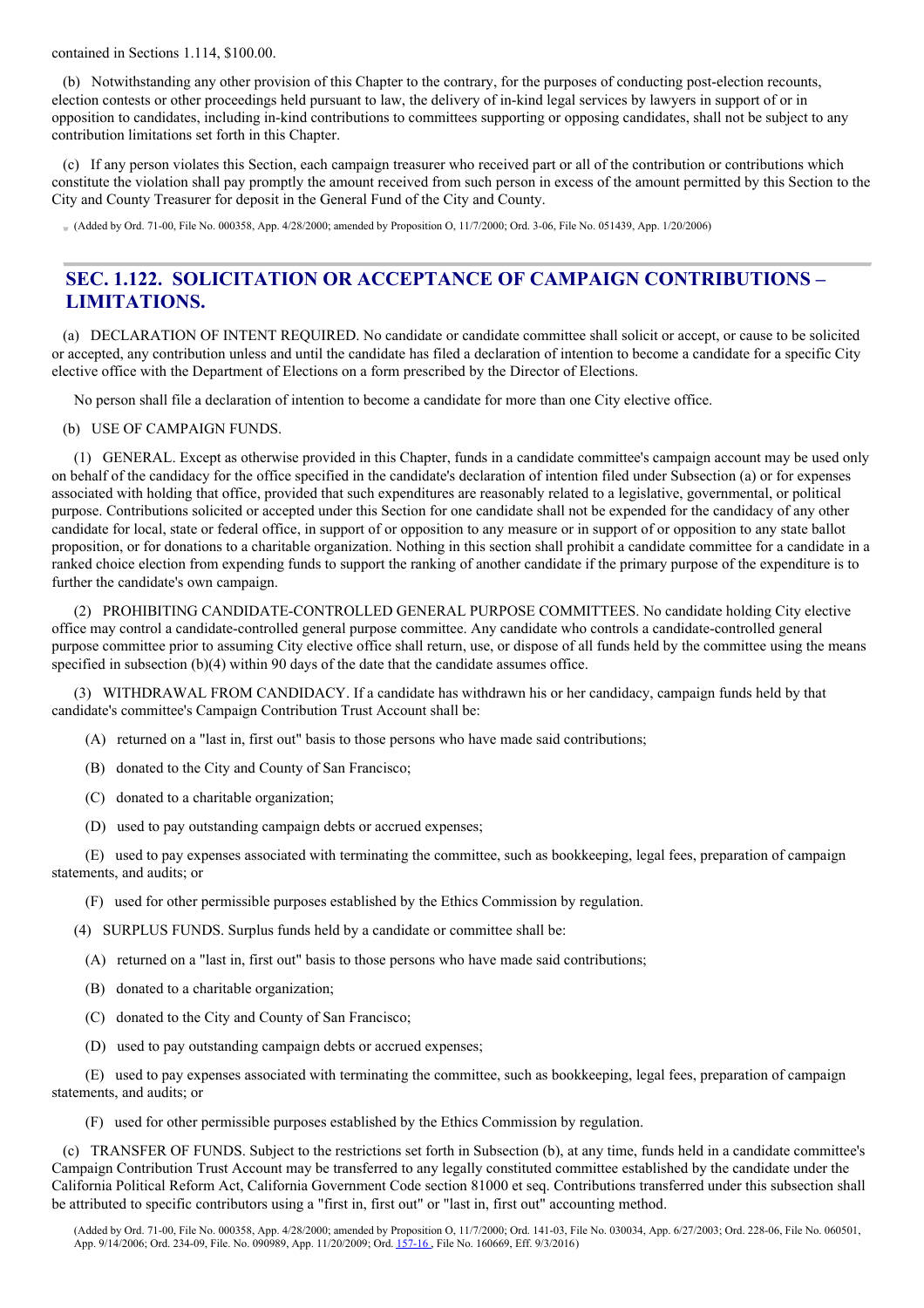contained in Sections 1.114, $100.00.

(b) Notwithstanding any other provision of this Chapter to the contrary, for the purposes of conducting post-election recounts, election contests or other proceedings held pursuant to law, the delivery of in-kind legal services by lawyers in support of or in opposition to candidates, including in-kind contributions to committees supporting or opposing candidates, shall not be subject to any contribution limitations set forth in this Chapter.

(c) If any person violates this Section, each campaign treasurer who received part or all of the contribution or contributions which constitute the violation shall pay promptly the amount received from such person in excess of the amount permitted by this Section to the City and County Treasurer for deposit in the General Fund of the City and County.

(Added by Ord. 71-00, File No. 000358, App. 4/28/2000; amended by Proposition O, 11/7/2000; Ord. 3-06, File No. 051439, App. 1/20/2006)

## SEC. 1.122. SOLICITATION OR ACCEPTANCE OF CAMPAIGN CONTRIBUTIONS – LIMITATIONS.

(a) DECLARATION OF INTENT REQUIRED. No candidate or candidate committee shall solicit or accept, or cause to be solicited or accepted, any contribution unless and until the candidate has filed a declaration of intention to become a candidate for a specific City elective office with the Department of Elections on a form prescribed by the Director of Elections.

No person shall file a declaration of intention to become a candidate for more than one City elective office.

(b) USE OF CAMPAIGN FUNDS.

(1) GENERAL. Except as otherwise provided in this Chapter, funds in a candidate committee's campaign account may be used only on behalf of the candidacy for the office specified in the candidate's declaration of intention filed under Subsection (a) or for expenses associated with holding that office, provided that such expenditures are reasonably related to a legislative, governmental, or political purpose. Contributions solicited or accepted under this Section for one candidate shall not be expended for the candidacy of any other candidate for local, state or federal office, in support of or opposition to any measure or in support of or opposition to any state ballot proposition, or for donations to a charitable organization. Nothing in this section shall prohibit a candidate committee for a candidate in a ranked choice election from expending funds to support the ranking of another candidate if the primary purpose of the expenditure is to further the candidate's own campaign.

(2) PROHIBITING CANDIDATE-CONTROLLED GENERAL PURPOSE COMMITTEES. No candidate holding City elective office may control a candidate-controlled general purpose committee. Any candidate who controls a candidate-controlled general purpose committee prior to assuming City elective office shall return, use, or dispose of all funds held by the committee using the means specified in subsection (b)(4) within 90 days of the date that the candidate assumes office.

(3) WITHDRAWAL FROM CANDIDACY. If a candidate has withdrawn his or her candidacy, campaign funds held by that candidate's committee's Campaign Contribution Trust Account shall be:

(A) returned on a "last in, first out" basis to those persons who have made said contributions;

(B) donated to the City and County of San Francisco;

(C) donated to a charitable organization;

(D) used to pay outstanding campaign debts or accrued expenses;

(E) used to pay expenses associated with terminating the committee, such as bookkeeping, legal fees, preparation of campaign statements, and audits; or

(F) used for other permissible purposes established by the Ethics Commission by regulation.

(4) SURPLUS FUNDS. Surplus funds held by a candidate or committee shall be:

(A) returned on a "last in, first out" basis to those persons who have made said contributions;

(B) donated to a charitable organization;

(C) donated to the City and County of San Francisco;

(D) used to pay outstanding campaign debts or accrued expenses;

(E) used to pay expenses associated with terminating the committee, such as bookkeeping, legal fees, preparation of campaign statements, and audits; or

(F) used for other permissible purposes established by the Ethics Commission by regulation.

(c) TRANSFER OF FUNDS. Subject to the restrictions set forth in Subsection (b), at any time, funds held in a candidate committee's Campaign Contribution Trust Account may be transferred to any legally constituted committee established by the candidate under the California Political Reform Act, California Government Code section 81000 et seq. Contributions transferred under this subsection shall be attributed to specific contributors using a "first in, first out" or "last in, first out" accounting method.

(Added by Ord. 71-00, File No. 000358, App. 4/28/2000; amended by Proposition O, 11/7/2000; Ord. 141-03, File No. 030034, App. 6/27/2003; Ord. 228-06, File No. 060501, App. 9/14/2006; Ord. 234-09, File. No. 090989, App. 11/20/2009; Ord. 157-16 , File No. 160669, Eff. 9/3/2016)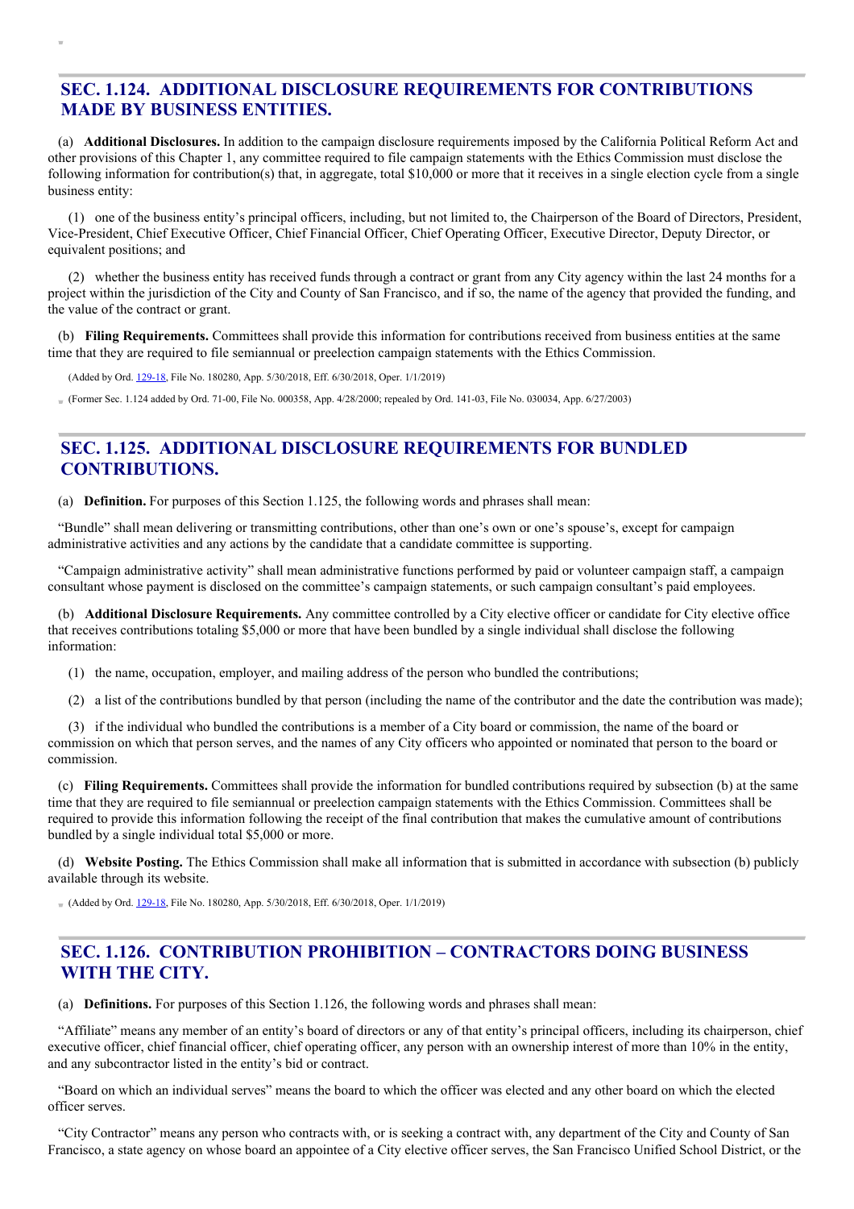## SEC. 1.124. ADDITIONAL DISCLOSURE REQUIREMENTS FOR CONTRIBUTIONS MADE BY BUSINESS ENTITIES.

(a) **Additional Disclosures.** In addition to the campaign disclosure requirements imposed by the California Political Reform Act and other provisions of this Chapter 1, any committee required to file campaign statements with the Ethics Commission must disclose the following information for contribution(s) that, in aggregate, total $10,000 or more that it receives in a single election cycle from a single business entity:

(1) one of the business entity's principal officers, including, but not limited to, the Chairperson of the Board of Directors, President, Vice-President, Chief Executive Officer, Chief Financial Officer, Chief Operating Officer, Executive Director, Deputy Director, or equivalent positions; and

(2) whether the business entity has received funds through a contract or grant from any City agency within the last 24 months for a project within the jurisdiction of the City and County of San Francisco, and if so, the name of the agency that provided the funding, and the value of the contract or grant.

(b) **Filing Requirements.** Committees shall provide this information for contributions received from business entities at the same time that they are required to file semiannual or preelection campaign statements with the Ethics Commission.

(Added by Ord. 129-18, File No. 180280, App. 5/30/2018, Eff. 6/30/2018, Oper. 1/1/2019)

(Former Sec. 1.124 added by Ord. 71-00, File No. 000358, App. 4/28/2000; repealed by Ord. 141-03, File No. 030034, App. 6/27/2003)

## SEC. 1.125. ADDITIONAL DISCLOSURE REQUIREMENTS FOR BUNDLED CONTRIBUTIONS.

(a) **Definition.** For purposes of this Section 1.125, the following words and phrases shall mean:

"Bundle" shall mean delivering or transmitting contributions, other than one's own or one's spouse's, except for campaign administrative activities and any actions by the candidate that a candidate committee is supporting.

"Campaign administrative activity" shall mean administrative functions performed by paid or volunteer campaign staff, a campaign consultant whose payment is disclosed on the committee's campaign statements, or such campaign consultant's paid employees.

(b) **Additional Disclosure Requirements.** Any committee controlled by a City elective officer or candidate for City elective office that receives contributions totaling $5,000 or more that have been bundled by a single individual shall disclose the following information:

(1) the name, occupation, employer, and mailing address of the person who bundled the contributions;

(2) a list of the contributions bundled by that person (including the name of the contributor and the date the contribution was made);

(3) if the individual who bundled the contributions is a member of a City board or commission, the name of the board or commission on which that person serves, and the names of any City officers who appointed or nominated that person to the board or commission.

(c) **Filing Requirements.** Committees shall provide the information for bundled contributions required by subsection (b) at the same time that they are required to file semiannual or preelection campaign statements with the Ethics Commission. Committees shall be required to provide this information following the receipt of the final contribution that makes the cumulative amount of contributions bundled by a single individual total $5,000 or more.

(d) **Website Posting.** The Ethics Commission shall make all information that is submitted in accordance with subsection (b) publicly available through its website.

(Added by Ord. 129-18, File No. 180280, App. 5/30/2018, Eff. 6/30/2018, Oper. 1/1/2019)

## SEC. 1.126. CONTRIBUTION PROHIBITION – CONTRACTORS DOING BUSINESS WITH THE CITY.

(a) **Definitions.** For purposes of this Section 1.126, the following words and phrases shall mean:

"Affiliate" means any member of an entity's board of directors or any of that entity's principal officers, including its chairperson, chief executive officer, chief financial officer, chief operating officer, any person with an ownership interest of more than 10% in the entity, and any subcontractor listed in the entity's bid or contract.

"Board on which an individual serves" means the board to which the officer was elected and any other board on which the elected officer serves.

"City Contractor" means any person who contracts with, or is seeking a contract with, any department of the City and County of San Francisco, a state agency on whose board an appointee of a City elective officer serves, the San Francisco Unified School District, or the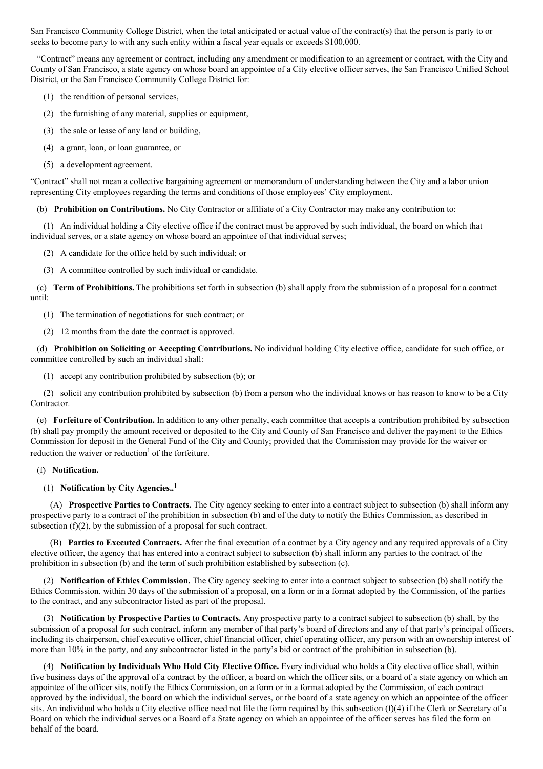San Francisco Community College District, when the total anticipated or actual value of the contract(s) that the person is party to or seeks to become party to with any such entity within a fiscal year equals or exceeds $100,000.

"Contract" means any agreement or contract, including any amendment or modification to an agreement or contract, with the City and County of San Francisco, a state agency on whose board an appointee of a City elective officer serves, the San Francisco Unified School District, or the San Francisco Community College District for:

(1) the rendition of personal services,

(2) the furnishing of any material, supplies or equipment,

(3) the sale or lease of any land or building,

(4) a grant, loan, or loan guarantee, or

(5) a development agreement.

"Contract" shall not mean a collective bargaining agreement or memorandum of understanding between the City and a labor union representing City employees regarding the terms and conditions of those employees' City employment.

(b) **Prohibition on Contributions.** No City Contractor or affiliate of a City Contractor may make any contribution to:

(1) An individual holding a City elective office if the contract must be approved by such individual, the board on which that individual serves, or a state agency on whose board an appointee of that individual serves;

(2) A candidate for the office held by such individual; or

(3) A committee controlled by such individual or candidate.

(c) **Term of Prohibitions.** The prohibitions set forth in subsection (b) shall apply from the submission of a proposal for a contract until:

(1) The termination of negotiations for such contract; or

(2) 12 months from the date the contract is approved.

(d) **Prohibition on Soliciting or Accepting Contributions.** No individual holding City elective office, candidate for such office, or committee controlled by such an individual shall:

(1) accept any contribution prohibited by subsection (b); or

(2) solicit any contribution prohibited by subsection (b) from a person who the individual knows or has reason to know to be a City Contractor.

(e) **Forfeiture of Contribution.** In addition to any other penalty, each committee that accepts a contribution prohibited by subsection (b) shall pay promptly the amount received or deposited to the City and County of San Francisco and deliver the payment to the Ethics Commission for deposit in the General Fund of the City and County; provided that the Commission may provide for the waiver or reduction the waiver or reduction[1] of the forfeiture.

(f) **Notification.**

(1) **Notification by City Agencies..**[1]

(A) **Prospective Parties to Contracts.** The City agency seeking to enter into a contract subject to subsection (b) shall inform any prospective party to a contract of the prohibition in subsection (b) and of the duty to notify the Ethics Commission, as described in subsection (f)(2), by the submission of a proposal for such contract.

(B) **Parties to Executed Contracts.** After the final execution of a contract by a City agency and any required approvals of a City elective officer, the agency that has entered into a contract subject to subsection (b) shall inform any parties to the contract of the prohibition in subsection (b) and the term of such prohibition established by subsection (c).

(2) **Notification of Ethics Commission.** The City agency seeking to enter into a contract subject to subsection (b) shall notify the Ethics Commission. within 30 days of the submission of a proposal, on a form or in a format adopted by the Commission, of the parties to the contract, and any subcontractor listed as part of the proposal.

(3) **Notification by Prospective Parties to Contracts.** Any prospective party to a contract subject to subsection (b) shall, by the submission of a proposal for such contract, inform any member of that party's board of directors and any of that party's principal officers, including its chairperson, chief executive officer, chief financial officer, chief operating officer, any person with an ownership interest of more than 10% in the party, and any subcontractor listed in the party's bid or contract of the prohibition in subsection (b).

(4) **Notification by Individuals Who Hold City Elective Office.** Every individual who holds a City elective office shall, within five business days of the approval of a contract by the officer, a board on which the officer sits, or a board of a state agency on which an appointee of the officer sits, notify the Ethics Commission, on a form or in a format adopted by the Commission, of each contract approved by the individual, the board on which the individual serves, or the board of a state agency on which an appointee of the officer sits. An individual who holds a City elective office need not file the form required by this subsection (f)(4) if the Clerk or Secretary of a Board on which the individual serves or a Board of a State agency on which an appointee of the officer serves has filed the form on behalf of the board.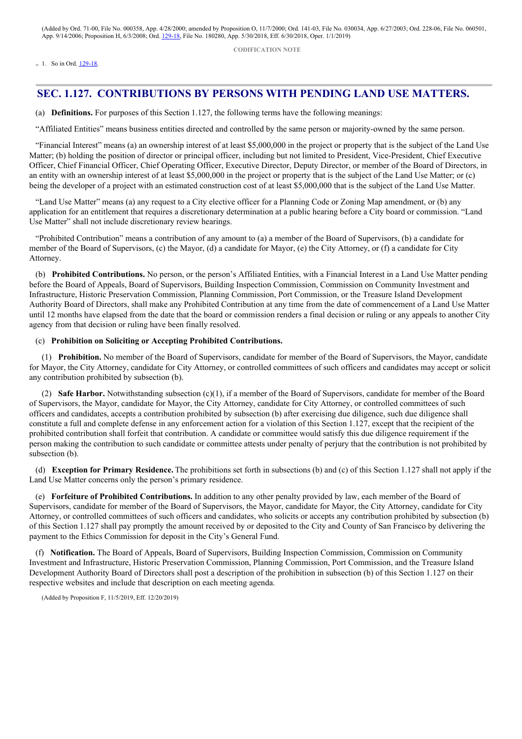(Added by Ord. 71-00, File No. 000358, App. 4/28/2000; amended by Proposition O, 11/7/2000; Ord. 141-03, File No. 030034, App. 6/27/2003; Ord. 228-06, File No. 060501, App. 9/14/2006; Proposition H, 6/3/2008; Ord. 129-18, File No. 180280, App. 5/30/2018, Eff. 6/30/2018, Oper. 1/1/2019)

CODIFICATION NOTE

1. So in Ord. 129-18.

## SEC. 1.127. CONTRIBUTIONS BY PERSONS WITH PENDING LAND USE MATTERS.

(a) **Definitions.** For purposes of this Section 1.127, the following terms have the following meanings:

"Affiliated Entities" means business entities directed and controlled by the same person or majority-owned by the same person.

"Financial Interest" means (a) an ownership interest of at least $5,000,000 in the project or property that is the subject of the Land Use Matter; (b) holding the position of director or principal officer, including but not limited to President, Vice-President, Chief Executive Officer, Chief Financial Officer, Chief Operating Officer, Executive Director, Deputy Director, or member of the Board of Directors, in an entity with an ownership interest of at least $5,000,000 in the project or property that is the subject of the Land Use Matter; or (c) being the developer of a project with an estimated construction cost of at least $5,000,000 that is the subject of the Land Use Matter.

"Land Use Matter" means (a) any request to a City elective officer for a Planning Code or Zoning Map amendment, or (b) any application for an entitlement that requires a discretionary determination at a public hearing before a City board or commission. "Land Use Matter" shall not include discretionary review hearings.

"Prohibited Contribution" means a contribution of any amount to (a) a member of the Board of Supervisors, (b) a candidate for member of the Board of Supervisors, (c) the Mayor, (d) a candidate for Mayor, (e) the City Attorney, or (f) a candidate for City Attorney.

(b) **Prohibited Contributions.** No person, or the person's Affiliated Entities, with a Financial Interest in a Land Use Matter pending before the Board of Appeals, Board of Supervisors, Building Inspection Commission, Commission on Community Investment and Infrastructure, Historic Preservation Commission, Planning Commission, Port Commission, or the Treasure Island Development Authority Board of Directors, shall make any Prohibited Contribution at any time from the date of commencement of a Land Use Matter until 12 months have elapsed from the date that the board or commission renders a final decision or ruling or any appeals to another City agency from that decision or ruling have been finally resolved.

(c) **Prohibition on Soliciting or Accepting Prohibited Contributions.**

(1) **Prohibition.** No member of the Board of Supervisors, candidate for member of the Board of Supervisors, the Mayor, candidate for Mayor, the City Attorney, candidate for City Attorney, or controlled committees of such officers and candidates may accept or solicit any contribution prohibited by subsection (b).

(2) **Safe Harbor.** Notwithstanding subsection (c)(1), if a member of the Board of Supervisors, candidate for member of the Board of Supervisors, the Mayor, candidate for Mayor, the City Attorney, candidate for City Attorney, or controlled committees of such officers and candidates, accepts a contribution prohibited by subsection (b) after exercising due diligence, such due diligence shall constitute a full and complete defense in any enforcement action for a violation of this Section 1.127, except that the recipient of the prohibited contribution shall forfeit that contribution. A candidate or committee would satisfy this due diligence requirement if the person making the contribution to such candidate or committee attests under penalty of perjury that the contribution is not prohibited by subsection (b).

(d) **Exception for Primary Residence.** The prohibitions set forth in subsections (b) and (c) of this Section 1.127 shall not apply if the Land Use Matter concerns only the person's primary residence.

(e) **Forfeiture of Prohibited Contributions.** In addition to any other penalty provided by law, each member of the Board of Supervisors, candidate for member of the Board of Supervisors, the Mayor, candidate for Mayor, the City Attorney, candidate for City Attorney, or controlled committees of such officers and candidates, who solicits or accepts any contribution prohibited by subsection (b) of this Section 1.127 shall pay promptly the amount received by or deposited to the City and County of San Francisco by delivering the payment to the Ethics Commission for deposit in the City's General Fund.

(f) **Notification.** The Board of Appeals, Board of Supervisors, Building Inspection Commission, Commission on Community Investment and Infrastructure, Historic Preservation Commission, Planning Commission, Port Commission, and the Treasure Island Development Authority Board of Directors shall post a description of the prohibition in subsection (b) of this Section 1.127 on their respective websites and include that description on each meeting agenda.

(Added by Proposition F, 11/5/2019, Eff. 12/20/2019)